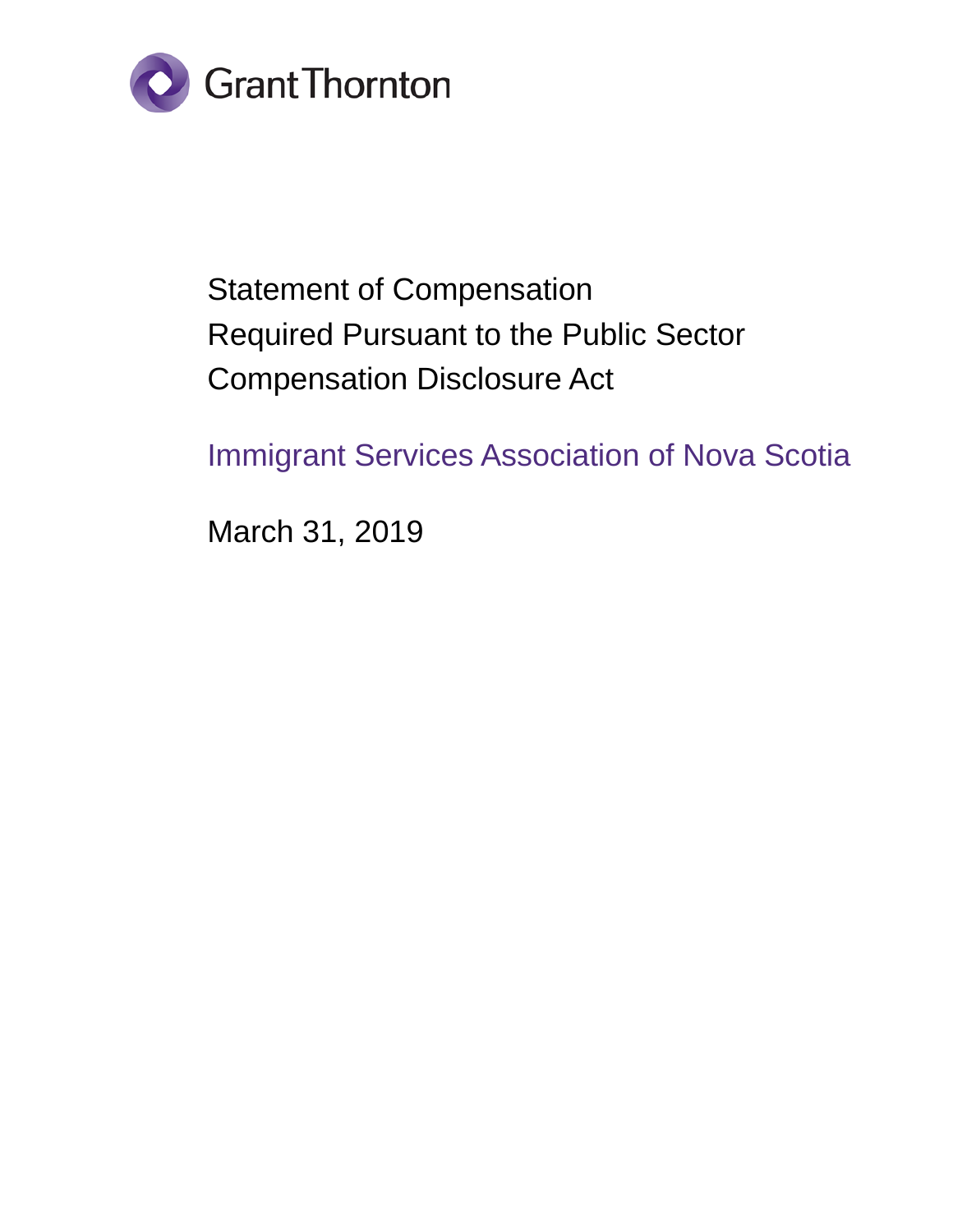Grant Thornton

# Statement of Compensation Required Pursuant to the Public Sector Compensation Disclosure Act

## Immigrant Services Association of Nova Scotia

March 31, 2019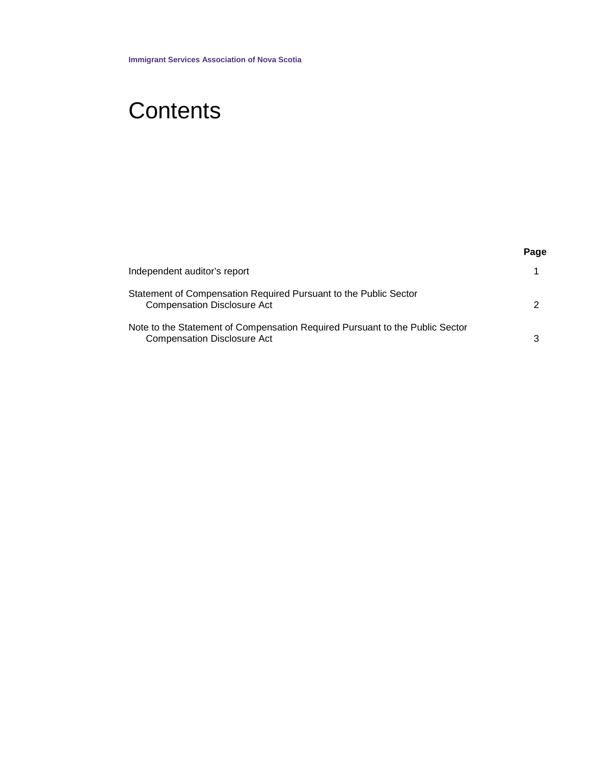Immigrant Services Association of Nova Scotia

# Contents

| | Page |
|---|---|
| Independent auditor's report | 1 |
| Statement of Compensation Required Pursuant to the Public Sector Compensation Disclosure Act | 2 |
| Note to the Statement of Compensation Required Pursuant to the Public Sector Compensation Disclosure Act | 3 |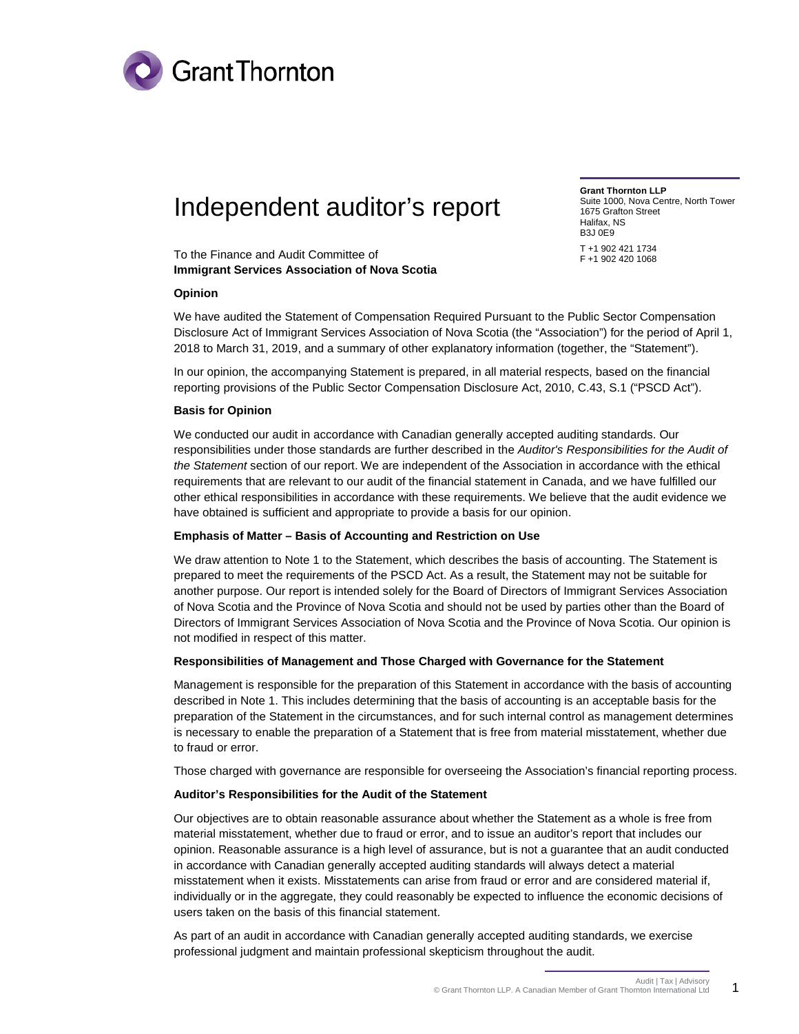# Independent auditor's report

**Grant Thornton LLP**
Suite 1000, Nova Centre, North Tower
1675 Grafton Street
Halifax, NS
B3J 0E9

T +1 902 421 1734
F +1 902 420 1068

To the Finance and Audit Committee of
**Immigrant Services Association of Nova Scotia**

**Opinion**

We have audited the Statement of Compensation Required Pursuant to the Public Sector Compensation Disclosure Act of Immigrant Services Association of Nova Scotia (the "Association") for the period of April 1, 2018 to March 31, 2019, and a summary of other explanatory information (together, the "Statement").

In our opinion, the accompanying Statement is prepared, in all material respects, based on the financial reporting provisions of the Public Sector Compensation Disclosure Act, 2010, C.43, S.1 ("PSCD Act").

**Basis for Opinion**

We conducted our audit in accordance with Canadian generally accepted auditing standards. Our responsibilities under those standards are further described in the *Auditor's Responsibilities for the Audit of the Statement* section of our report. We are independent of the Association in accordance with the ethical requirements that are relevant to our audit of the financial statement in Canada, and we have fulfilled our other ethical responsibilities in accordance with these requirements. We believe that the audit evidence we have obtained is sufficient and appropriate to provide a basis for our opinion.

**Emphasis of Matter – Basis of Accounting and Restriction on Use**

We draw attention to Note 1 to the Statement, which describes the basis of accounting. The Statement is prepared to meet the requirements of the PSCD Act. As a result, the Statement may not be suitable for another purpose. Our report is intended solely for the Board of Directors of Immigrant Services Association of Nova Scotia and the Province of Nova Scotia and should not be used by parties other than the Board of Directors of Immigrant Services Association of Nova Scotia and the Province of Nova Scotia. Our opinion is not modified in respect of this matter.

**Responsibilities of Management and Those Charged with Governance for the Statement**

Management is responsible for the preparation of this Statement in accordance with the basis of accounting described in Note 1. This includes determining that the basis of accounting is an acceptable basis for the preparation of the Statement in the circumstances, and for such internal control as management determines is necessary to enable the preparation of a Statement that is free from material misstatement, whether due to fraud or error.

Those charged with governance are responsible for overseeing the Association's financial reporting process.

**Auditor's Responsibilities for the Audit of the Statement**

Our objectives are to obtain reasonable assurance about whether the Statement as a whole is free from material misstatement, whether due to fraud or error, and to issue an auditor's report that includes our opinion. Reasonable assurance is a high level of assurance, but is not a guarantee that an audit conducted in accordance with Canadian generally accepted auditing standards will always detect a material misstatement when it exists. Misstatements can arise from fraud or error and are considered material if, individually or in the aggregate, they could reasonably be expected to influence the economic decisions of users taken on the basis of this financial statement.

As part of an audit in accordance with Canadian generally accepted auditing standards, we exercise professional judgment and maintain professional skepticism throughout the audit.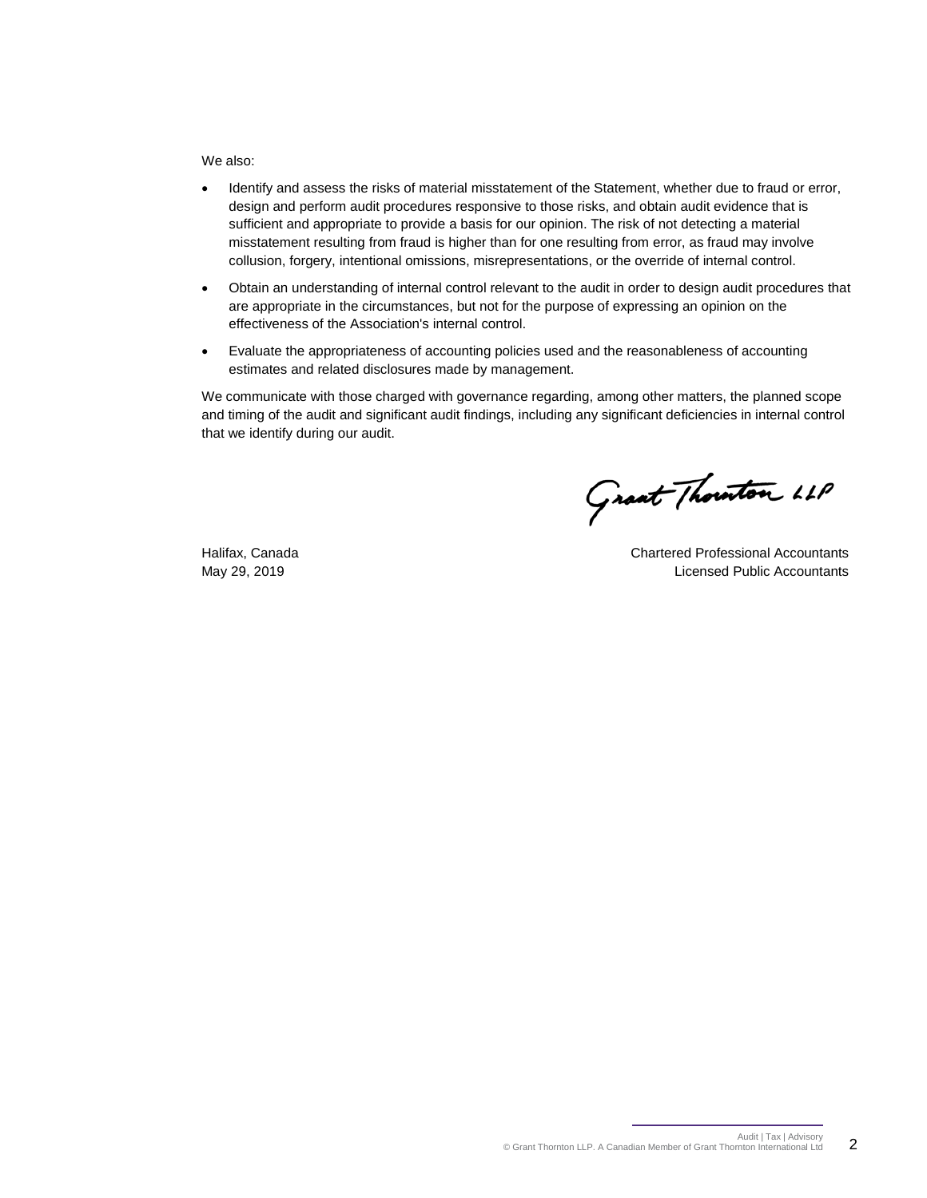We also:

- Identify and assess the risks of material misstatement of the Statement, whether due to fraud or error, design and perform audit procedures responsive to those risks, and obtain audit evidence that is sufficient and appropriate to provide a basis for our opinion. The risk of not detecting a material misstatement resulting from fraud is higher than for one resulting from error, as fraud may involve collusion, forgery, intentional omissions, misrepresentations, or the override of internal control.
- Obtain an understanding of internal control relevant to the audit in order to design audit procedures that are appropriate in the circumstances, but not for the purpose of expressing an opinion on the effectiveness of the Association's internal control.
- Evaluate the appropriateness of accounting policies used and the reasonableness of accounting estimates and related disclosures made by management.

We communicate with those charged with governance regarding, among other matters, the planned scope and timing of the audit and significant audit findings, including any significant deficiencies in internal control that we identify during our audit.

Grant Thornton LLP

Halifax, Canada
May 29, 2019

Chartered Professional Accountants
Licensed Public Accountants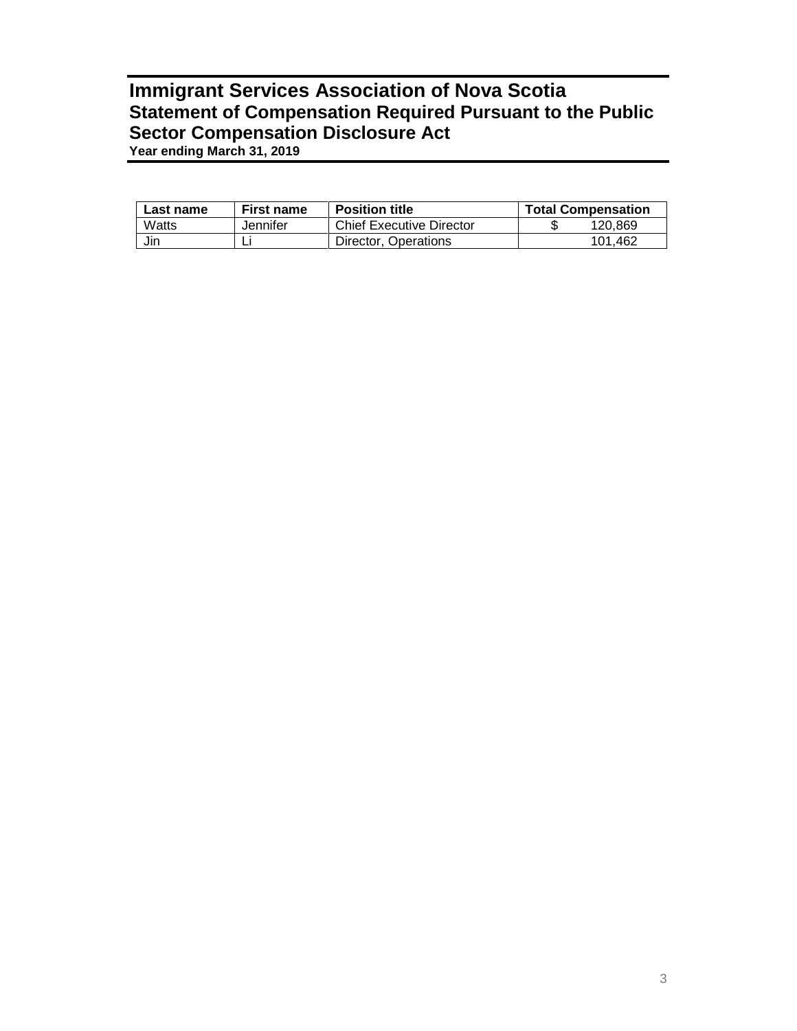# Immigrant Services Association of Nova Scotia
## Statement of Compensation Required Pursuant to the Public Sector Compensation Disclosure Act
**Year ending March 31, 2019**

| Last name | First name | Position title | Total Compensation |
|---|---|---|---|
| Watts | Jennifer | Chief Executive Director | $ 120,869 |
| Jin | Li | Director, Operations | 101,462 |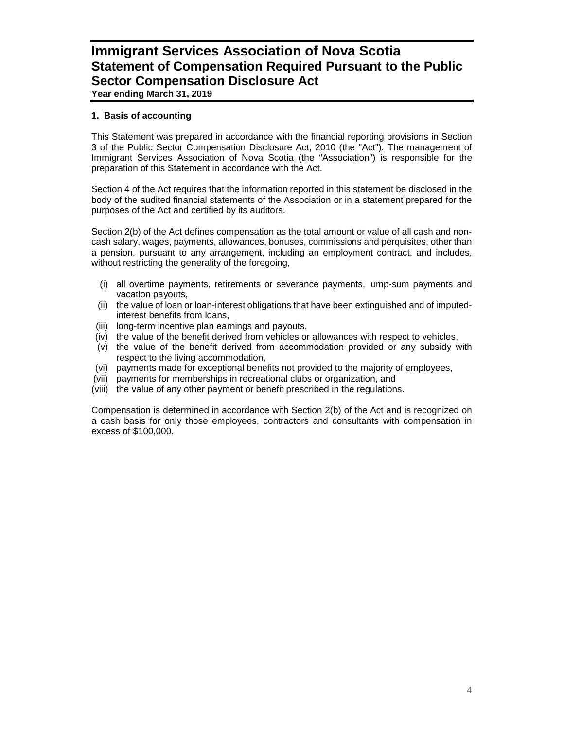# Immigrant Services Association of Nova Scotia
# Statement of Compensation Required Pursuant to the Public Sector Compensation Disclosure Act
**Year ending March 31, 2019**

## 1. Basis of accounting

This Statement was prepared in accordance with the financial reporting provisions in Section 3 of the Public Sector Compensation Disclosure Act, 2010 (the "Act"). The management of Immigrant Services Association of Nova Scotia (the "Association") is responsible for the preparation of this Statement in accordance with the Act.

Section 4 of the Act requires that the information reported in this statement be disclosed in the body of the audited financial statements of the Association or in a statement prepared for the purposes of the Act and certified by its auditors.

Section 2(b) of the Act defines compensation as the total amount or value of all cash and non-cash salary, wages, payments, allowances, bonuses, commissions and perquisites, other than a pension, pursuant to any arrangement, including an employment contract, and includes, without restricting the generality of the foregoing,

(i) all overtime payments, retirements or severance payments, lump-sum payments and vacation payouts,  
(ii) the value of loan or loan-interest obligations that have been extinguished and of imputed-interest benefits from loans,  
(iii) long-term incentive plan earnings and payouts,  
(iv) the value of the benefit derived from vehicles or allowances with respect to vehicles,  
(v) the value of the benefit derived from accommodation provided or any subsidy with respect to the living accommodation,  
(vi) payments made for exceptional benefits not provided to the majority of employees,  
(vii) payments for memberships in recreational clubs or organization, and  
(viii) the value of any other payment or benefit prescribed in the regulations.

Compensation is determined in accordance with Section 2(b) of the Act and is recognized on a cash basis for only those employees, contractors and consultants with compensation in excess of $100,000.